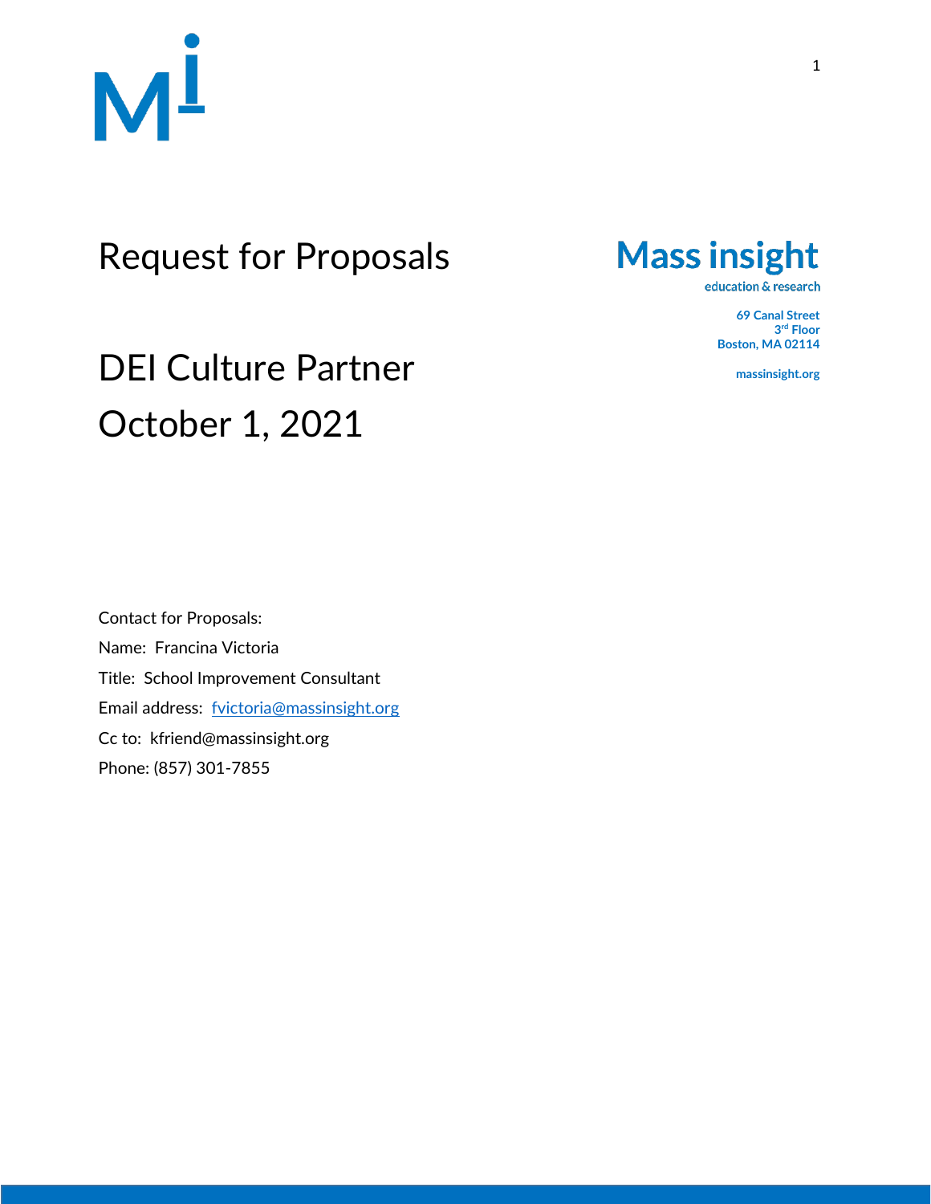# Request for Proposals

Mass insight
education & research

69 Canal Street
3rd Floor
Boston, MA 02114

massinsight.org

# DEI Culture Partner

# October 1, 2021

Contact for Proposals:

Name: Francina Victoria

Title: School Improvement Consultant

Email address: fvictoria@massinsight.org

Cc to: kfriend@massinsight.org

Phone: (857) 301-7855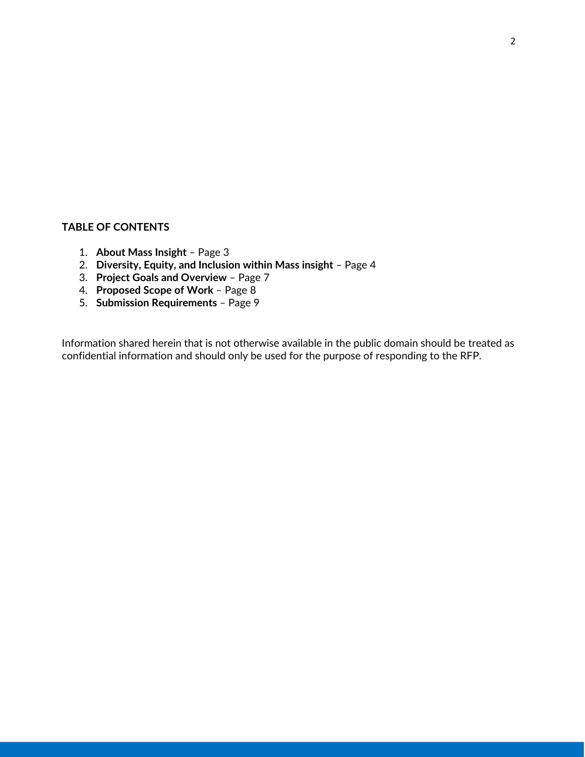**TABLE OF CONTENTS**

1. **About Mass Insight** – Page 3
2. **Diversity, Equity, and Inclusion within Mass insight** – Page 4
3. **Project Goals and Overview** – Page 7
4. **Proposed Scope of Work** – Page 8
5. **Submission Requirements** – Page 9

Information shared herein that is not otherwise available in the public domain should be treated as confidential information and should only be used for the purpose of responding to the RFP.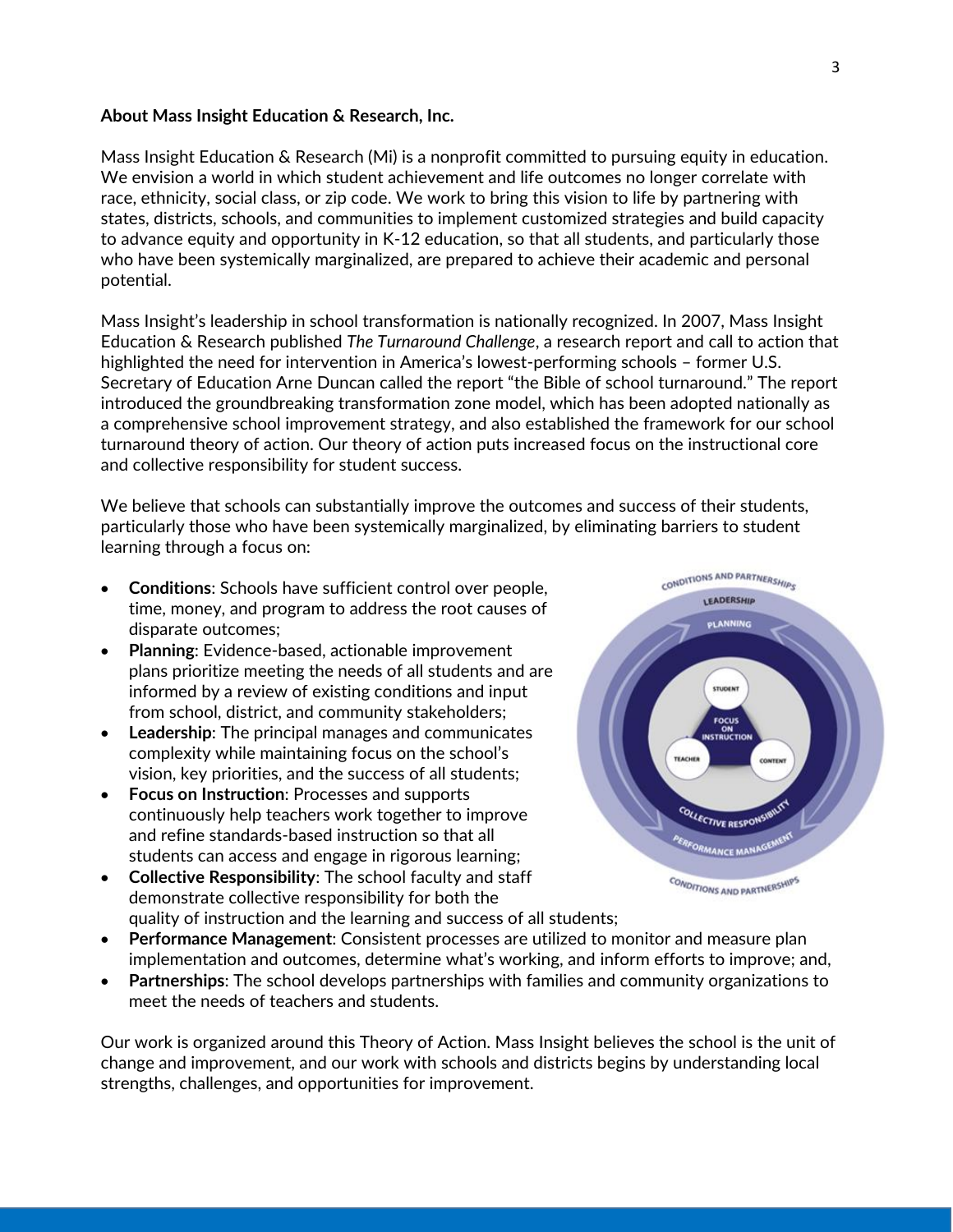**About Mass Insight Education & Research, Inc.**

Mass Insight Education & Research (Mi) is a nonprofit committed to pursuing equity in education. We envision a world in which student achievement and life outcomes no longer correlate with race, ethnicity, social class, or zip code. We work to bring this vision to life by partnering with states, districts, schools, and communities to implement customized strategies and build capacity to advance equity and opportunity in K-12 education, so that all students, and particularly those who have been systemically marginalized, are prepared to achieve their academic and personal potential.

Mass Insight's leadership in school transformation is nationally recognized. In 2007, Mass Insight Education & Research published *The Turnaround Challenge*, a research report and call to action that highlighted the need for intervention in America's lowest-performing schools – former U.S. Secretary of Education Arne Duncan called the report "the Bible of school turnaround." The report introduced the groundbreaking transformation zone model, which has been adopted nationally as a comprehensive school improvement strategy, and also established the framework for our school turnaround theory of action. Our theory of action puts increased focus on the instructional core and collective responsibility for student success.

We believe that schools can substantially improve the outcomes and success of their students, particularly those who have been systemically marginalized, by eliminating barriers to student learning through a focus on:

- **Conditions**: Schools have sufficient control over people, time, money, and program to address the root causes of disparate outcomes;
- **Planning**: Evidence-based, actionable improvement plans prioritize meeting the needs of all students and are informed by a review of existing conditions and input from school, district, and community stakeholders;
- **Leadership**: The principal manages and communicates complexity while maintaining focus on the school's vision, key priorities, and the success of all students;
- **Focus on Instruction**: Processes and supports continuously help teachers work together to improve and refine standards-based instruction so that all students can access and engage in rigorous learning;
- **Collective Responsibility**: The school faculty and staff demonstrate collective responsibility for both the quality of instruction and the learning and success of all students;
- **Performance Management**: Consistent processes are utilized to monitor and measure plan implementation and outcomes, determine what's working, and inform efforts to improve; and,
- **Partnerships**: The school develops partnerships with families and community organizations to meet the needs of teachers and students.

Our work is organized around this Theory of Action. Mass Insight believes the school is the unit of change and improvement, and our work with schools and districts begins by understanding local strengths, challenges, and opportunities for improvement.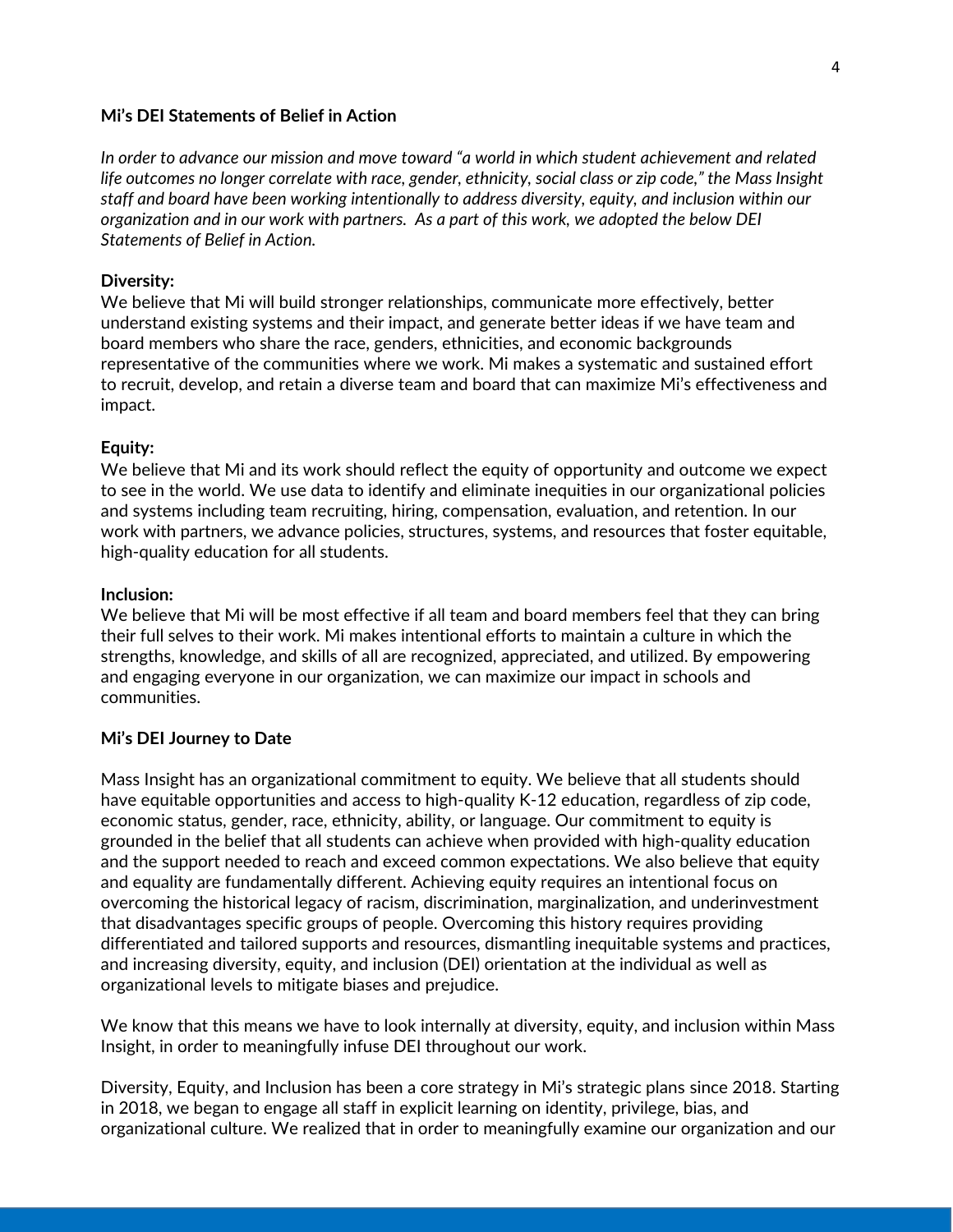**Mi's DEI Statements of Belief in Action**

*In order to advance our mission and move toward "a world in which student achievement and related life outcomes no longer correlate with race, gender, ethnicity, social class or zip code," the Mass Insight staff and board have been working intentionally to address diversity, equity, and inclusion within our organization and in our work with partners. As a part of this work, we adopted the below DEI Statements of Belief in Action.*

**Diversity:**
We believe that Mi will build stronger relationships, communicate more effectively, better understand existing systems and their impact, and generate better ideas if we have team and board members who share the race, genders, ethnicities, and economic backgrounds representative of the communities where we work. Mi makes a systematic and sustained effort to recruit, develop, and retain a diverse team and board that can maximize Mi's effectiveness and impact.

**Equity:**
We believe that Mi and its work should reflect the equity of opportunity and outcome we expect to see in the world. We use data to identify and eliminate inequities in our organizational policies and systems including team recruiting, hiring, compensation, evaluation, and retention. In our work with partners, we advance policies, structures, systems, and resources that foster equitable, high-quality education for all students.

**Inclusion:**
We believe that Mi will be most effective if all team and board members feel that they can bring their full selves to their work. Mi makes intentional efforts to maintain a culture in which the strengths, knowledge, and skills of all are recognized, appreciated, and utilized. By empowering and engaging everyone in our organization, we can maximize our impact in schools and communities.

**Mi's DEI Journey to Date**

Mass Insight has an organizational commitment to equity. We believe that all students should have equitable opportunities and access to high-quality K-12 education, regardless of zip code, economic status, gender, race, ethnicity, ability, or language. Our commitment to equity is grounded in the belief that all students can achieve when provided with high-quality education and the support needed to reach and exceed common expectations. We also believe that equity and equality are fundamentally different. Achieving equity requires an intentional focus on overcoming the historical legacy of racism, discrimination, marginalization, and underinvestment that disadvantages specific groups of people. Overcoming this history requires providing differentiated and tailored supports and resources, dismantling inequitable systems and practices, and increasing diversity, equity, and inclusion (DEI) orientation at the individual as well as organizational levels to mitigate biases and prejudice.

We know that this means we have to look internally at diversity, equity, and inclusion within Mass Insight, in order to meaningfully infuse DEI throughout our work.

Diversity, Equity, and Inclusion has been a core strategy in Mi's strategic plans since 2018. Starting in 2018, we began to engage all staff in explicit learning on identity, privilege, bias, and organizational culture. We realized that in order to meaningfully examine our organization and our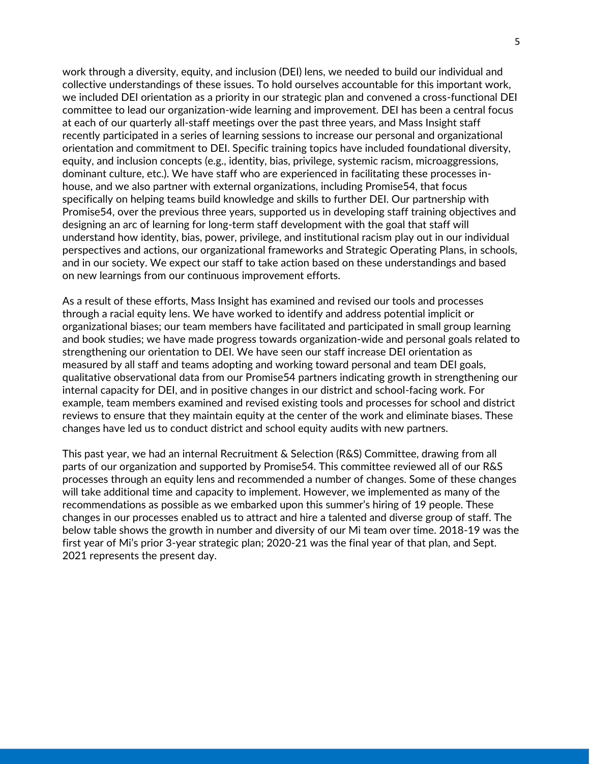work through a diversity, equity, and inclusion (DEI) lens, we needed to build our individual and collective understandings of these issues. To hold ourselves accountable for this important work, we included DEI orientation as a priority in our strategic plan and convened a cross-functional DEI committee to lead our organization-wide learning and improvement. DEI has been a central focus at each of our quarterly all-staff meetings over the past three years, and Mass Insight staff recently participated in a series of learning sessions to increase our personal and organizational orientation and commitment to DEI. Specific training topics have included foundational diversity, equity, and inclusion concepts (e.g., identity, bias, privilege, systemic racism, microaggressions, dominant culture, etc.). We have staff who are experienced in facilitating these processes in-house, and we also partner with external organizations, including Promise54, that focus specifically on helping teams build knowledge and skills to further DEI. Our partnership with Promise54, over the previous three years, supported us in developing staff training objectives and designing an arc of learning for long-term staff development with the goal that staff will understand how identity, bias, power, privilege, and institutional racism play out in our individual perspectives and actions, our organizational frameworks and Strategic Operating Plans, in schools, and in our society. We expect our staff to take action based on these understandings and based on new learnings from our continuous improvement efforts.

As a result of these efforts, Mass Insight has examined and revised our tools and processes through a racial equity lens. We have worked to identify and address potential implicit or organizational biases; our team members have facilitated and participated in small group learning and book studies; we have made progress towards organization-wide and personal goals related to strengthening our orientation to DEI. We have seen our staff increase DEI orientation as measured by all staff and teams adopting and working toward personal and team DEI goals, qualitative observational data from our Promise54 partners indicating growth in strengthening our internal capacity for DEI, and in positive changes in our district and school-facing work. For example, team members examined and revised existing tools and processes for school and district reviews to ensure that they maintain equity at the center of the work and eliminate biases. These changes have led us to conduct district and school equity audits with new partners.

This past year, we had an internal Recruitment & Selection (R&S) Committee, drawing from all parts of our organization and supported by Promise54. This committee reviewed all of our R&S processes through an equity lens and recommended a number of changes. Some of these changes will take additional time and capacity to implement. However, we implemented as many of the recommendations as possible as we embarked upon this summer's hiring of 19 people. These changes in our processes enabled us to attract and hire a talented and diverse group of staff. The below table shows the growth in number and diversity of our Mi team over time. 2018-19 was the first year of Mi's prior 3-year strategic plan; 2020-21 was the final year of that plan, and Sept. 2021 represents the present day.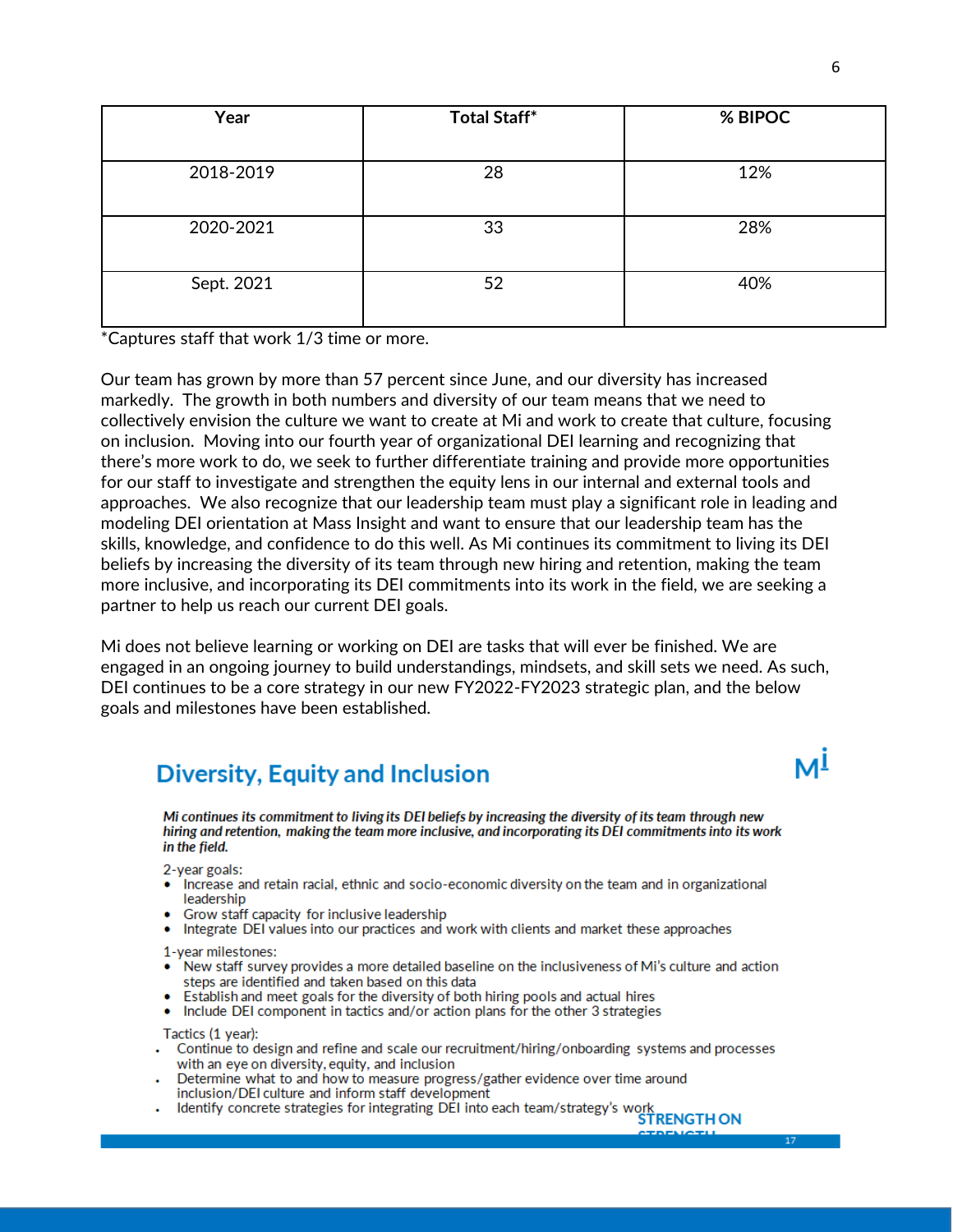| Year | Total Staff* | % BIPOC |
|---|---|---|
| 2018-2019 | 28 | 12% |
| 2020-2021 | 33 | 28% |
| Sept. 2021 | 52 | 40% |

*Captures staff that work 1/3 time or more.

Our team has grown by more than 57 percent since June, and our diversity has increased markedly. The growth in both numbers and diversity of our team means that we need to collectively envision the culture we want to create at Mi and work to create that culture, focusing on inclusion. Moving into our fourth year of organizational DEI learning and recognizing that there's more work to do, we seek to further differentiate training and provide more opportunities for our staff to investigate and strengthen the equity lens in our internal and external tools and approaches. We also recognize that our leadership team must play a significant role in leading and modeling DEI orientation at Mass Insight and want to ensure that our leadership team has the skills, knowledge, and confidence to do this well. As Mi continues its commitment to living its DEI beliefs by increasing the diversity of its team through new hiring and retention, making the team more inclusive, and incorporating its DEI commitments into its work in the field, we are seeking a partner to help us reach our current DEI goals.

Mi does not believe learning or working on DEI are tasks that will ever be finished. We are engaged in an ongoing journey to build understandings, mindsets, and skill sets we need. As such, DEI continues to be a core strategy in our new FY2022-FY2023 strategic plan, and the below goals and milestones have been established.

## Diversity, Equity and Inclusion

***Mi continues its commitment to living its DEI beliefs by increasing the diversity of its team through new hiring and retention, making the team more inclusive, and incorporating its DEI commitments into its work in the field.***

2-year goals:

- Increase and retain racial, ethnic and socio-economic diversity on the team and in organizational leadership
- Grow staff capacity for inclusive leadership
- Integrate DEI values into our practices and work with clients and market these approaches

1-year milestones:

- New staff survey provides a more detailed baseline on the inclusiveness of Mi's culture and action steps are identified and taken based on this data
- Establish and meet goals for the diversity of both hiring pools and actual hires
- Include DEI component in tactics and/or action plans for the other 3 strategies

Tactics (1 year):

- Continue to design and refine and scale our recruitment/hiring/onboarding systems and processes with an eye on diversity, equity, and inclusion
- Determine what to and how to measure progress/gather evidence over time around inclusion/DEI culture and inform staff development
- Identify concrete strategies for integrating DEI into each team/strategy's work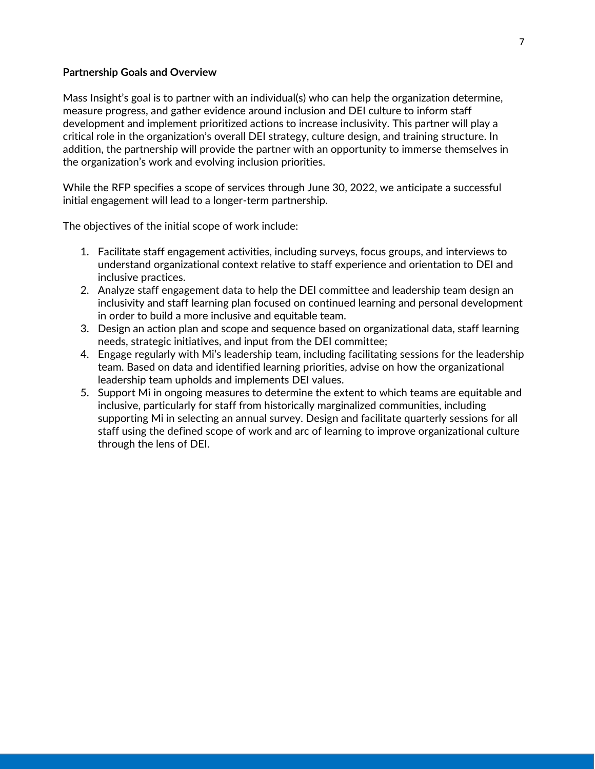**Partnership Goals and Overview**

Mass Insight's goal is to partner with an individual(s) who can help the organization determine, measure progress, and gather evidence around inclusion and DEI culture to inform staff development and implement prioritized actions to increase inclusivity. This partner will play a critical role in the organization's overall DEI strategy, culture design, and training structure. In addition, the partnership will provide the partner with an opportunity to immerse themselves in the organization's work and evolving inclusion priorities.

While the RFP specifies a scope of services through June 30, 2022, we anticipate a successful initial engagement will lead to a longer-term partnership.

The objectives of the initial scope of work include:

1. Facilitate staff engagement activities, including surveys, focus groups, and interviews to understand organizational context relative to staff experience and orientation to DEI and inclusive practices.
2. Analyze staff engagement data to help the DEI committee and leadership team design an inclusivity and staff learning plan focused on continued learning and personal development in order to build a more inclusive and equitable team.
3. Design an action plan and scope and sequence based on organizational data, staff learning needs, strategic initiatives, and input from the DEI committee;
4. Engage regularly with Mi's leadership team, including facilitating sessions for the leadership team. Based on data and identified learning priorities, advise on how the organizational leadership team upholds and implements DEI values.
5. Support Mi in ongoing measures to determine the extent to which teams are equitable and inclusive, particularly for staff from historically marginalized communities, including supporting Mi in selecting an annual survey. Design and facilitate quarterly sessions for all staff using the defined scope of work and arc of learning to improve organizational culture through the lens of DEI.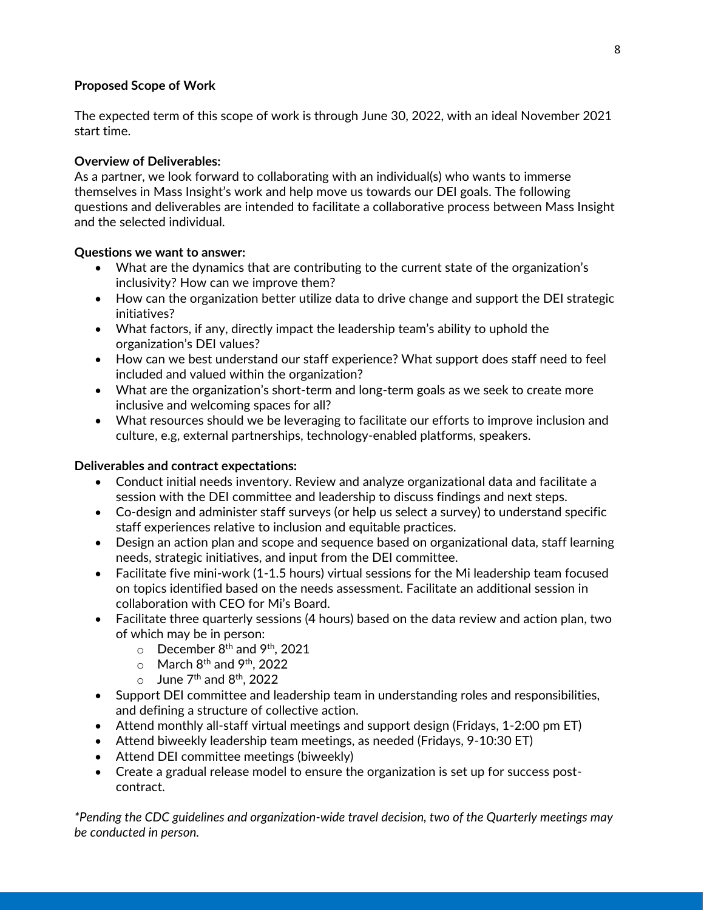**Proposed Scope of Work**

The expected term of this scope of work is through June 30, 2022, with an ideal November 2021 start time.

**Overview of Deliverables:**
As a partner, we look forward to collaborating with an individual(s) who wants to immerse themselves in Mass Insight's work and help move us towards our DEI goals. The following questions and deliverables are intended to facilitate a collaborative process between Mass Insight and the selected individual.

**Questions we want to answer:**

- What are the dynamics that are contributing to the current state of the organization's inclusivity? How can we improve them?
- How can the organization better utilize data to drive change and support the DEI strategic initiatives?
- What factors, if any, directly impact the leadership team's ability to uphold the organization's DEI values?
- How can we best understand our staff experience? What support does staff need to feel included and valued within the organization?
- What are the organization's short-term and long-term goals as we seek to create more inclusive and welcoming spaces for all?
- What resources should we be leveraging to facilitate our efforts to improve inclusion and culture, e.g, external partnerships, technology-enabled platforms, speakers.

**Deliverables and contract expectations:**

- Conduct initial needs inventory. Review and analyze organizational data and facilitate a session with the DEI committee and leadership to discuss findings and next steps.
- Co-design and administer staff surveys (or help us select a survey) to understand specific staff experiences relative to inclusion and equitable practices.
- Design an action plan and scope and sequence based on organizational data, staff learning needs, strategic initiatives, and input from the DEI committee.
- Facilitate five mini-work (1-1.5 hours) virtual sessions for the Mi leadership team focused on topics identified based on the needs assessment. Facilitate an additional session in collaboration with CEO for Mi's Board.
- Facilitate three quarterly sessions (4 hours) based on the data review and action plan, two of which may be in person:
  - December 8th and 9th, 2021
  - March 8th and 9th, 2022
  - June 7th and 8th, 2022
- Support DEI committee and leadership team in understanding roles and responsibilities, and defining a structure of collective action.
- Attend monthly all-staff virtual meetings and support design (Fridays, 1-2:00 pm ET)
- Attend biweekly leadership team meetings, as needed (Fridays, 9-10:30 ET)
- Attend DEI committee meetings (biweekly)
- Create a gradual release model to ensure the organization is set up for success post-contract.

*\*Pending the CDC guidelines and organization-wide travel decision, two of the Quarterly meetings may be conducted in person.*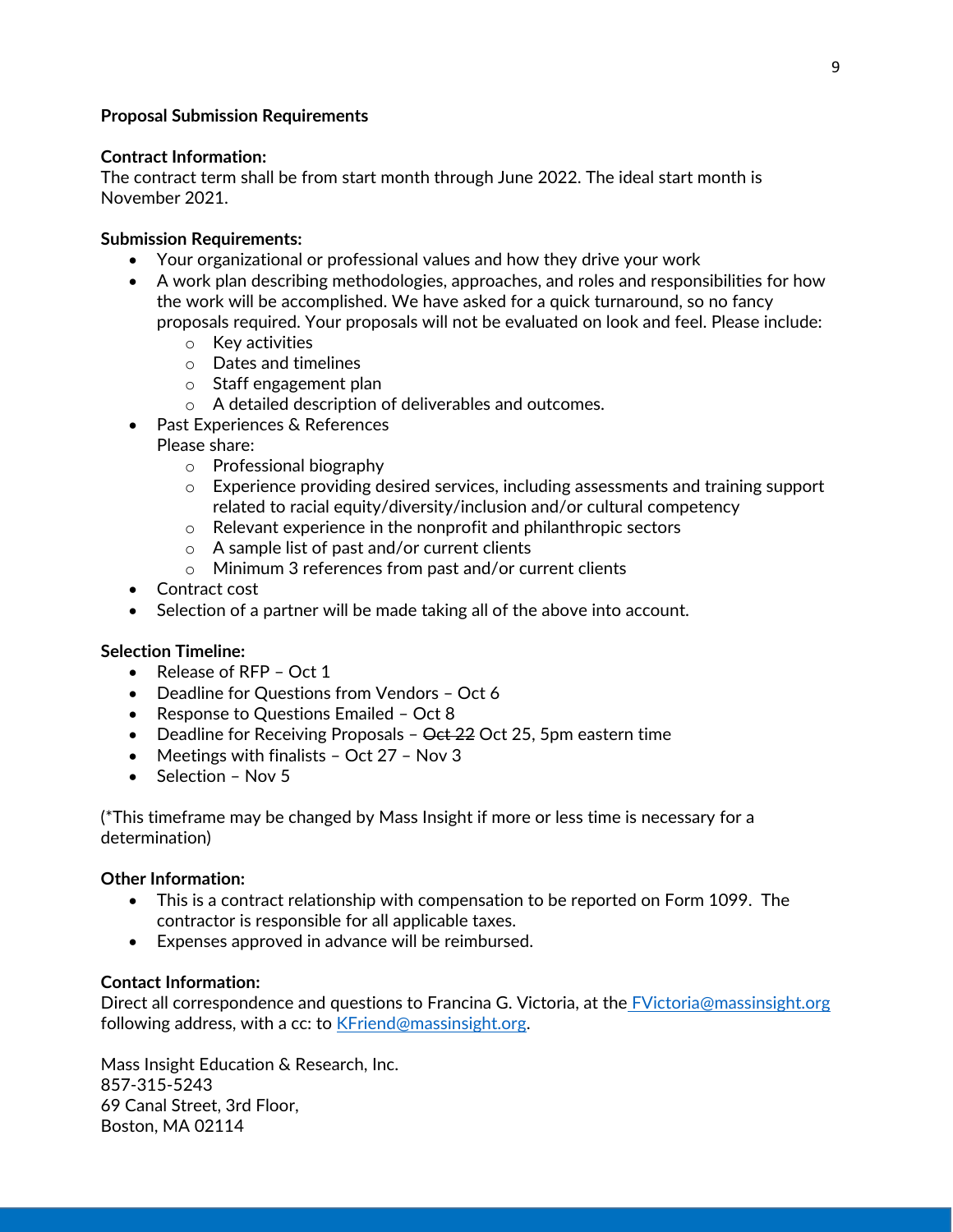**Proposal Submission Requirements**

**Contract Information:**
The contract term shall be from start month through June 2022. The ideal start month is November 2021.

**Submission Requirements:**

- Your organizational or professional values and how they drive your work
- A work plan describing methodologies, approaches, and roles and responsibilities for how the work will be accomplished. We have asked for a quick turnaround, so no fancy proposals required. Your proposals will not be evaluated on look and feel. Please include:
  - Key activities
  - Dates and timelines
  - Staff engagement plan
  - A detailed description of deliverables and outcomes.
- Past Experiences & References
  Please share:
  - Professional biography
  - Experience providing desired services, including assessments and training support related to racial equity/diversity/inclusion and/or cultural competency
  - Relevant experience in the nonprofit and philanthropic sectors
  - A sample list of past and/or current clients
  - Minimum 3 references from past and/or current clients
- Contract cost
- Selection of a partner will be made taking all of the above into account.

**Selection Timeline:**

- Release of RFP – Oct 1
- Deadline for Questions from Vendors – Oct 6
- Response to Questions Emailed – Oct 8
- Deadline for Receiving Proposals – ~~Oct 22~~ Oct 25, 5pm eastern time
- Meetings with finalists – Oct 27 – Nov 3
- Selection – Nov 5

(*This timeframe may be changed by Mass Insight if more or less time is necessary for a determination)

**Other Information:**

- This is a contract relationship with compensation to be reported on Form 1099. The contractor is responsible for all applicable taxes.
- Expenses approved in advance will be reimbursed.

**Contact Information:**
Direct all correspondence and questions to Francina G. Victoria, at the FVictoria@massinsight.org following address, with a cc: to KFriend@massinsight.org.

Mass Insight Education & Research, Inc.
857-315-5243
69 Canal Street, 3rd Floor,
Boston, MA 02114